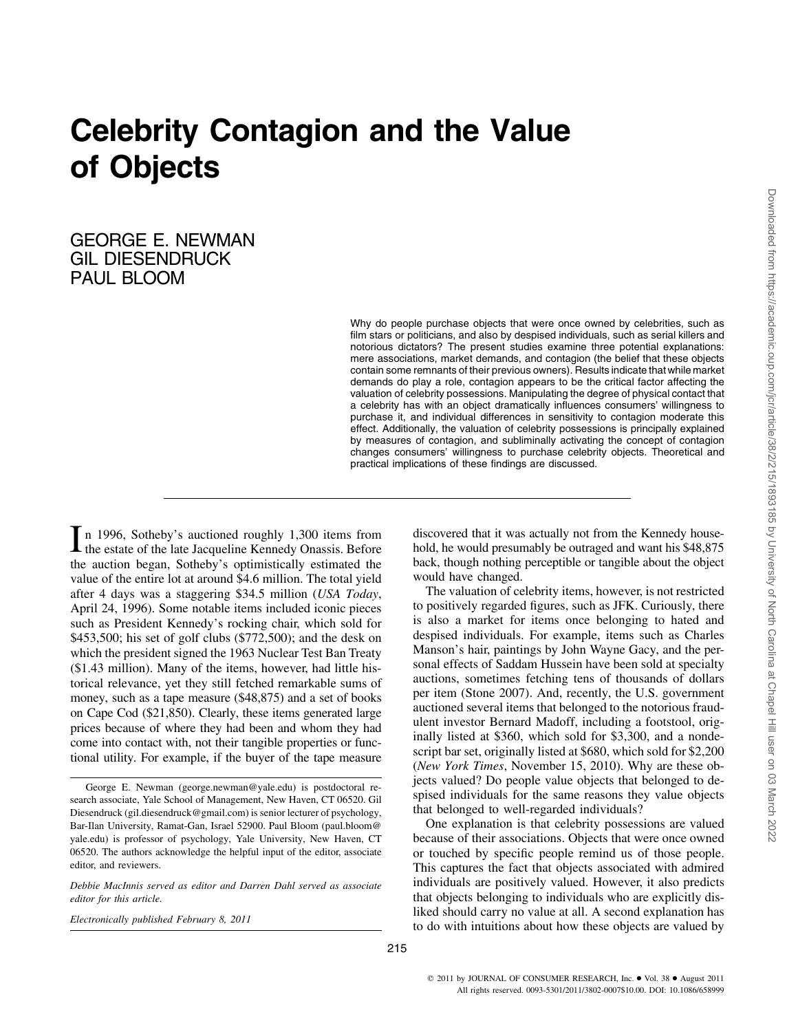# Celebrity Contagion and the Value of Objects

GEORGE E. NEWMAN
GIL DIESENDRUCK
PAUL BLOOM

Why do people purchase objects that were once owned by celebrities, such as film stars or politicians, and also by despised individuals, such as serial killers and notorious dictators? The present studies examine three potential explanations: mere associations, market demands, and contagion (the belief that these objects contain some remnants of their previous owners). Results indicate that while market demands do play a role, contagion appears to be the critical factor affecting the valuation of celebrity possessions. Manipulating the degree of physical contact that a celebrity has with an object dramatically influences consumers' willingness to purchase it, and individual differences in sensitivity to contagion moderate this effect. Additionally, the valuation of celebrity possessions is principally explained by measures of contagion, and subliminally activating the concept of contagion changes consumers' willingness to purchase celebrity objects. Theoretical and practical implications of these findings are discussed.

In 1996, Sotheby's auctioned roughly 1,300 items from the estate of the late Jacqueline Kennedy Onassis. Before the auction began, Sotheby's optimistically estimated the value of the entire lot at around $4.6 million. The total yield after 4 days was a staggering $34.5 million (*USA Today*, April 24, 1996). Some notable items included iconic pieces such as President Kennedy's rocking chair, which sold for $453,500; his set of golf clubs ($772,500); and the desk on which the president signed the 1963 Nuclear Test Ban Treaty ($1.43 million). Many of the items, however, had little historical relevance, yet they still fetched remarkable sums of money, such as a tape measure ($48,875) and a set of books on Cape Cod ($21,850). Clearly, these items generated large prices because of where they had been and whom they had come into contact with, not their tangible properties or functional utility. For example, if the buyer of the tape measure discovered that it was actually not from the Kennedy household, he would presumably be outraged and want his $48,875 back, though nothing perceptible or tangible about the object would have changed.

The valuation of celebrity items, however, is not restricted to positively regarded figures, such as JFK. Curiously, there is also a market for items once belonging to hated and despised individuals. For example, items such as Charles Manson's hair, paintings by John Wayne Gacy, and the personal effects of Saddam Hussein have been sold at specialty auctions, sometimes fetching tens of thousands of dollars per item (Stone 2007). And, recently, the U.S. government auctioned several items that belonged to the notorious fraudulent investor Bernard Madoff, including a footstool, originally listed at $360, which sold for $3,300, and a nondescript bar set, originally listed at $680, which sold for $2,200 (*New York Times*, November 15, 2010). Why are these objects valued? Do people value objects that belonged to despised individuals for the same reasons they value objects that belonged to well-regarded individuals?

One explanation is that celebrity possessions are valued because of their associations. Objects that were once owned or touched by specific people remind us of those people. This captures the fact that objects associated with admired individuals are positively valued. However, it also predicts that objects belonging to individuals who are explicitly disliked should carry no value at all. A second explanation has to do with intuitions about how these objects are valued by

George E. Newman (george.newman@yale.edu) is postdoctoral research associate, Yale School of Management, New Haven, CT 06520. Gil Diesendruck (gil.diesendruck@gmail.com) is senior lecturer of psychology, Bar-Ilan University, Ramat-Gan, Israel 52900. Paul Bloom (paul.bloom@yale.edu) is professor of psychology, Yale University, New Haven, CT 06520. The authors acknowledge the helpful input of the editor, associate editor, and reviewers.

*Debbie MacInnis served as editor and Darren Dahl served as associate editor for this article.*

*Electronically published February 8, 2011*

© 2011 by JOURNAL OF CONSUMER RESEARCH, Inc. • Vol. 38 • August 2011
All rights reserved. 0093-5301/2011/3802-0007$10.00. DOI: 10.1086/658999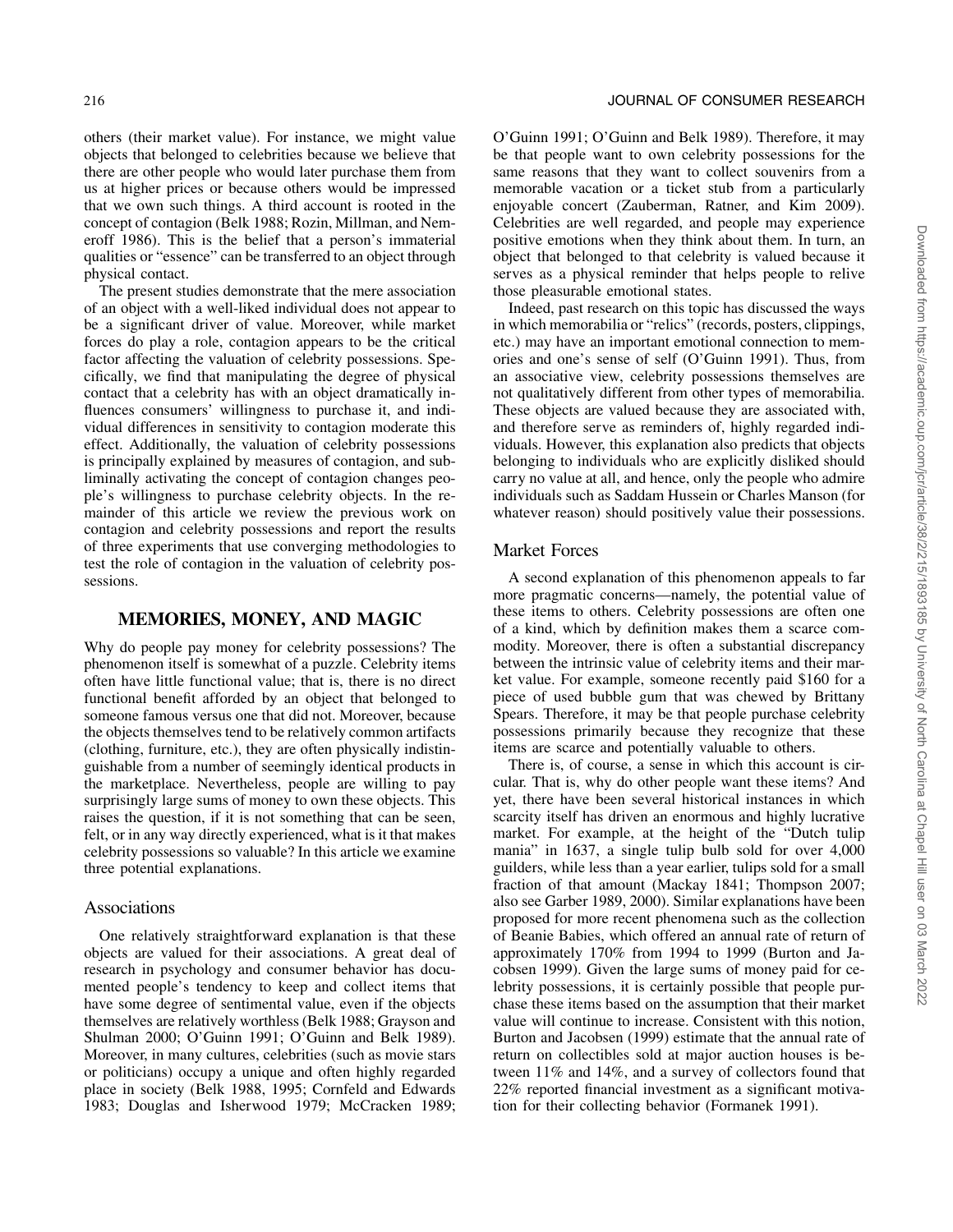others (their market value). For instance, we might value objects that belonged to celebrities because we believe that there are other people who would later purchase them from us at higher prices or because others would be impressed that we own such things. A third account is rooted in the concept of contagion (Belk 1988; Rozin, Millman, and Nemeroff 1986). This is the belief that a person's immaterial qualities or "essence" can be transferred to an object through physical contact.

The present studies demonstrate that the mere association of an object with a well-liked individual does not appear to be a significant driver of value. Moreover, while market forces do play a role, contagion appears to be the critical factor affecting the valuation of celebrity possessions. Specifically, we find that manipulating the degree of physical contact that a celebrity has with an object dramatically influences consumers' willingness to purchase it, and individual differences in sensitivity to contagion moderate this effect. Additionally, the valuation of celebrity possessions is principally explained by measures of contagion, and subliminally activating the concept of contagion changes people's willingness to purchase celebrity objects. In the remainder of this article we review the previous work on contagion and celebrity possessions and report the results of three experiments that use converging methodologies to test the role of contagion in the valuation of celebrity possessions.

## MEMORIES, MONEY, AND MAGIC

Why do people pay money for celebrity possessions? The phenomenon itself is somewhat of a puzzle. Celebrity items often have little functional value; that is, there is no direct functional benefit afforded by an object that belonged to someone famous versus one that did not. Moreover, because the objects themselves tend to be relatively common artifacts (clothing, furniture, etc.), they are often physically indistinguishable from a number of seemingly identical products in the marketplace. Nevertheless, people are willing to pay surprisingly large sums of money to own these objects. This raises the question, if it is not something that can be seen, felt, or in any way directly experienced, what is it that makes celebrity possessions so valuable? In this article we examine three potential explanations.

### Associations

One relatively straightforward explanation is that these objects are valued for their associations. A great deal of research in psychology and consumer behavior has documented people's tendency to keep and collect items that have some degree of sentimental value, even if the objects themselves are relatively worthless (Belk 1988; Grayson and Shulman 2000; O'Guinn 1991; O'Guinn and Belk 1989). Moreover, in many cultures, celebrities (such as movie stars or politicians) occupy a unique and often highly regarded place in society (Belk 1988, 1995; Cornfeld and Edwards 1983; Douglas and Isherwood 1979; McCracken 1989; O'Guinn 1991; O'Guinn and Belk 1989). Therefore, it may be that people want to own celebrity possessions for the same reasons that they want to collect souvenirs from a memorable vacation or a ticket stub from a particularly enjoyable concert (Zauberman, Ratner, and Kim 2009). Celebrities are well regarded, and people may experience positive emotions when they think about them. In turn, an object that belonged to that celebrity is valued because it serves as a physical reminder that helps people to relive those pleasurable emotional states.

Indeed, past research on this topic has discussed the ways in which memorabilia or "relics" (records, posters, clippings, etc.) may have an important emotional connection to memories and one's sense of self (O'Guinn 1991). Thus, from an associative view, celebrity possessions themselves are not qualitatively different from other types of memorabilia. These objects are valued because they are associated with, and therefore serve as reminders of, highly regarded individuals. However, this explanation also predicts that objects belonging to individuals who are explicitly disliked should carry no value at all, and hence, only the people who admire individuals such as Saddam Hussein or Charles Manson (for whatever reason) should positively value their possessions.

### Market Forces

A second explanation of this phenomenon appeals to far more pragmatic concerns—namely, the potential value of these items to others. Celebrity possessions are often one of a kind, which by definition makes them a scarce commodity. Moreover, there is often a substantial discrepancy between the intrinsic value of celebrity items and their market value. For example, someone recently paid \$160 for a piece of used bubble gum that was chewed by Brittany Spears. Therefore, it may be that people purchase celebrity possessions primarily because they recognize that these items are scarce and potentially valuable to others.

There is, of course, a sense in which this account is circular. That is, why do other people want these items? And yet, there have been several historical instances in which scarcity itself has driven an enormous and highly lucrative market. For example, at the height of the "Dutch tulip mania" in 1637, a single tulip bulb sold for over 4,000 guilders, while less than a year earlier, tulips sold for a small fraction of that amount (Mackay 1841; Thompson 2007; also see Garber 1989, 2000). Similar explanations have been proposed for more recent phenomena such as the collection of Beanie Babies, which offered an annual rate of return of approximately 170% from 1994 to 1999 (Burton and Jacobsen 1999). Given the large sums of money paid for celebrity possessions, it is certainly possible that people purchase these items based on the assumption that their market value will continue to increase. Consistent with this notion, Burton and Jacobsen (1999) estimate that the annual rate of return on collectibles sold at major auction houses is between 11% and 14%, and a survey of collectors found that 22% reported financial investment as a significant motivation for their collecting behavior (Formanek 1991).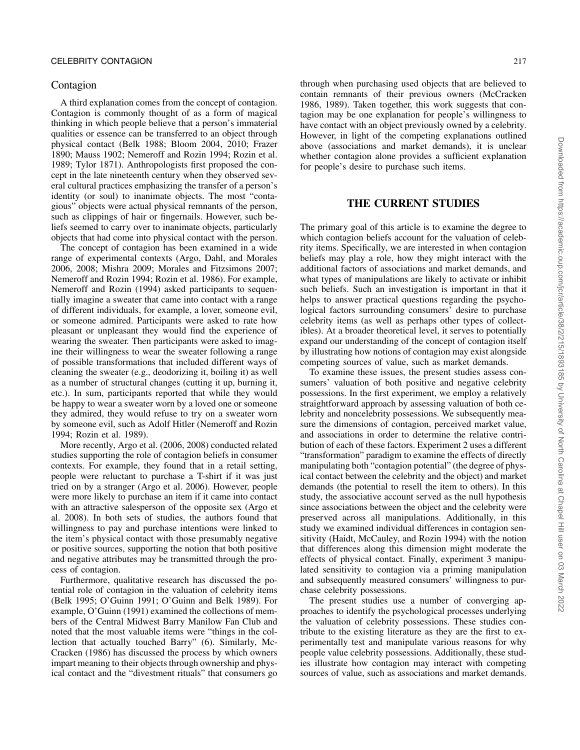## Contagion

A third explanation comes from the concept of contagion. Contagion is commonly thought of as a form of magical thinking in which people believe that a person's immaterial qualities or essence can be transferred to an object through physical contact (Belk 1988; Bloom 2004, 2010; Frazer 1890; Mauss 1902; Nemeroff and Rozin 1994; Rozin et al. 1989; Tylor 1871). Anthropologists first proposed the concept in the late nineteenth century when they observed several cultural practices emphasizing the transfer of a person's identity (or soul) to inanimate objects. The most "contagious" objects were actual physical remnants of the person, such as clippings of hair or fingernails. However, such beliefs seemed to carry over to inanimate objects, particularly objects that had come into physical contact with the person.

The concept of contagion has been examined in a wide range of experimental contexts (Argo, Dahl, and Morales 2006, 2008; Mishra 2009; Morales and Fitzsimons 2007; Nemeroff and Rozin 1994; Rozin et al. 1986). For example, Nemeroff and Rozin (1994) asked participants to sequentially imagine a sweater that came into contact with a range of different individuals, for example, a lover, someone evil, or someone admired. Participants were asked to rate how pleasant or unpleasant they would find the experience of wearing the sweater. Then participants were asked to imagine their willingness to wear the sweater following a range of possible transformations that included different ways of cleaning the sweater (e.g., deodorizing it, boiling it) as well as a number of structural changes (cutting it up, burning it, etc.). In sum, participants reported that while they would be happy to wear a sweater worn by a loved one or someone they admired, they would refuse to try on a sweater worn by someone evil, such as Adolf Hitler (Nemeroff and Rozin 1994; Rozin et al. 1989).

More recently, Argo et al. (2006, 2008) conducted related studies supporting the role of contagion beliefs in consumer contexts. For example, they found that in a retail setting, people were reluctant to purchase a T-shirt if it was just tried on by a stranger (Argo et al. 2006). However, people were more likely to purchase an item if it came into contact with an attractive salesperson of the opposite sex (Argo et al. 2008). In both sets of studies, the authors found that willingness to pay and purchase intentions were linked to the item's physical contact with those presumably negative or positive sources, supporting the notion that both positive and negative attributes may be transmitted through the process of contagion.

Furthermore, qualitative research has discussed the potential role of contagion in the valuation of celebrity items (Belk 1995; O'Guinn 1991; O'Guinn and Belk 1989). For example, O'Guinn (1991) examined the collections of members of the Central Midwest Barry Manilow Fan Club and noted that the most valuable items were "things in the collection that actually touched Barry" (6). Similarly, McCracken (1986) has discussed the process by which owners impart meaning to their objects through ownership and physical contact and the "divestment rituals" that consumers go through when purchasing used objects that are believed to contain remnants of their previous owners (McCracken 1986, 1989). Taken together, this work suggests that contagion may be one explanation for people's willingness to have contact with an object previously owned by a celebrity. However, in light of the competing explanations outlined above (associations and market demands), it is unclear whether contagion alone provides a sufficient explanation for people's desire to purchase such items.

# THE CURRENT STUDIES

The primary goal of this article is to examine the degree to which contagion beliefs account for the valuation of celebrity items. Specifically, we are interested in when contagion beliefs may play a role, how they might interact with the additional factors of associations and market demands, and what types of manipulations are likely to activate or inhibit such beliefs. Such an investigation is important in that it helps to answer practical questions regarding the psychological factors surrounding consumers' desire to purchase celebrity items (as well as perhaps other types of collectibles). At a broader theoretical level, it serves to potentially expand our understanding of the concept of contagion itself by illustrating how notions of contagion may exist alongside competing sources of value, such as market demands.

To examine these issues, the present studies assess consumers' valuation of both positive and negative celebrity possessions. In the first experiment, we employ a relatively straightforward approach by assessing valuation of both celebrity and noncelebrity possessions. We subsequently measure the dimensions of contagion, perceived market value, and associations in order to determine the relative contribution of each of these factors. Experiment 2 uses a different "transformation" paradigm to examine the effects of directly manipulating both "contagion potential" (the degree of physical contact between the celebrity and the object) and market demands (the potential to resell the item to others). In this study, the associative account served as the null hypothesis since associations between the object and the celebrity were preserved across all manipulations. Additionally, in this study we examined individual differences in contagion sensitivity (Haidt, McCauley, and Rozin 1994) with the notion that differences along this dimension might moderate the effects of physical contact. Finally, experiment 3 manipulated sensitivity to contagion via a priming manipulation and subsequently measured consumers' willingness to purchase celebrity possessions.

The present studies use a number of converging approaches to identify the psychological processes underlying the valuation of celebrity possessions. These studies contribute to the existing literature as they are the first to experimentally test and manipulate various reasons for why people value celebrity possessions. Additionally, these studies illustrate how contagion may interact with competing sources of value, such as associations and market demands.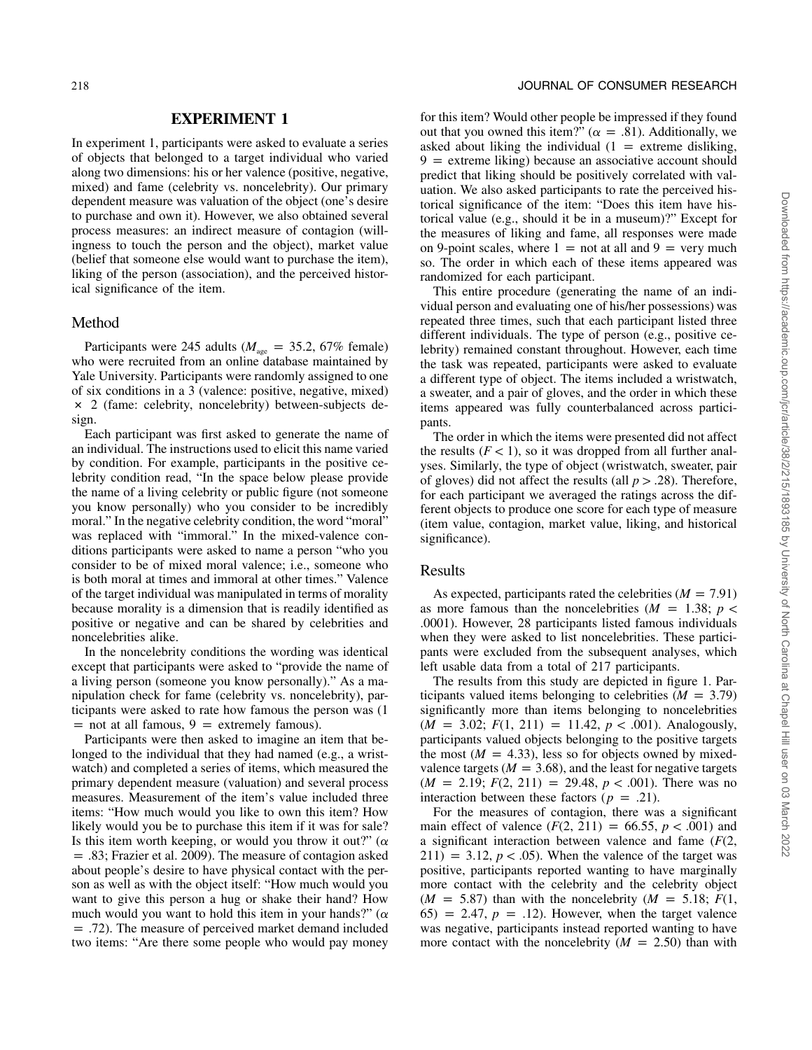## EXPERIMENT 1

In experiment 1, participants were asked to evaluate a series of objects that belonged to a target individual who varied along two dimensions: his or her valence (positive, negative, mixed) and fame (celebrity vs. noncelebrity). Our primary dependent measure was valuation of the object (one's desire to purchase and own it). However, we also obtained several process measures: an indirect measure of contagion (willingness to touch the person and the object), market value (belief that someone else would want to purchase the item), liking of the person (association), and the perceived historical significance of the item.

### Method

Participants were 245 adults ($M_{age}$ = 35.2, 67% female) who were recruited from an online database maintained by Yale University. Participants were randomly assigned to one of six conditions in a 3 (valence: positive, negative, mixed) × 2 (fame: celebrity, noncelebrity) between-subjects design.

Each participant was first asked to generate the name of an individual. The instructions used to elicit this name varied by condition. For example, participants in the positive celebrity condition read, "In the space below please provide the name of a living celebrity or public figure (not someone you know personally) who you consider to be incredibly moral." In the negative celebrity condition, the word "moral" was replaced with "immoral." In the mixed-valence conditions participants were asked to name a person "who you consider to be of mixed moral valence; i.e., someone who is both moral at times and immoral at other times." Valence of the target individual was manipulated in terms of morality because morality is a dimension that is readily identified as positive or negative and can be shared by celebrities and noncelebrities alike.

In the noncelebrity conditions the wording was identical except that participants were asked to "provide the name of a living person (someone you know personally)." As a manipulation check for fame (celebrity vs. noncelebrity), participants were asked to rate how famous the person was (1 = not at all famous, 9 = extremely famous).

Participants were then asked to imagine an item that belonged to the individual that they had named (e.g., a wristwatch) and completed a series of items, which measured the primary dependent measure (valuation) and several process measures. Measurement of the item's value included three items: "How much would you like to own this item? How likely would you be to purchase this item if it was for sale? Is this item worth keeping, or would you throw it out?" ($\alpha$ = .83; Frazier et al. 2009). The measure of contagion asked about people's desire to have physical contact with the person as well as with the object itself: "How much would you want to give this person a hug or shake their hand? How much would you want to hold this item in your hands?" ($\alpha$ = .72). The measure of perceived market demand included two items: "Are there some people who would pay money for this item? Would other people be impressed if they found out that you owned this item?" ($\alpha$ = .81). Additionally, we asked about liking the individual (1 = extreme disliking, 9 = extreme liking) because an associative account should predict that liking should be positively correlated with valuation. We also asked participants to rate the perceived historical significance of the item: "Does this item have historical value (e.g., should it be in a museum)?" Except for the measures of liking and fame, all responses were made on 9-point scales, where 1 = not at all and 9 = very much so. The order in which each of these items appeared was randomized for each participant.

This entire procedure (generating the name of an individual person and evaluating one of his/her possessions) was repeated three times, such that each participant listed three different individuals. The type of person (e.g., positive celebrity) remained constant throughout. However, each time the task was repeated, participants were asked to evaluate a different type of object. The items included a wristwatch, a sweater, and a pair of gloves, and the order in which these items appeared was fully counterbalanced across participants.

The order in which the items were presented did not affect the results ($F < 1$), so it was dropped from all further analyses. Similarly, the type of object (wristwatch, sweater, pair of gloves) did not affect the results (all $p > .28$). Therefore, for each participant we averaged the ratings across the different objects to produce one score for each type of measure (item value, contagion, market value, liking, and historical significance).

### Results

As expected, participants rated the celebrities ($M$ = 7.91) as more famous than the noncelebrities ($M$ = 1.38; $p <$ .0001). However, 28 participants listed famous individuals when they were asked to list noncelebrities. These participants were excluded from the subsequent analyses, which left usable data from a total of 217 participants.

The results from this study are depicted in figure 1. Participants valued items belonging to celebrities ($M$ = 3.79) significantly more than items belonging to noncelebrities ($M$ = 3.02; $F(1, 211)$ = 11.42, $p < .001$). Analogously, participants valued objects belonging to the positive targets the most ($M$ = 4.33), less so for objects owned by mixed-valence targets ($M$ = 3.68), and the least for negative targets ($M$ = 2.19; $F(2, 211)$ = 29.48, $p < .001$). There was no interaction between these factors ($p$ = .21).

For the measures of contagion, there was a significant main effect of valence ($F(2, 211)$ = 66.55, $p < .001$) and a significant interaction between valence and fame ($F(2, 211)$ = 3.12, $p < .05$). When the valence of the target was positive, participants reported wanting to have marginally more contact with the celebrity and the celebrity object ($M$ = 5.87) than with the noncelebrity ($M$ = 5.18; $F(1, 65)$ = 2.47, $p$ = .12). However, when the target valence was negative, participants instead reported wanting to have more contact with the noncelebrity ($M$ = 2.50) than with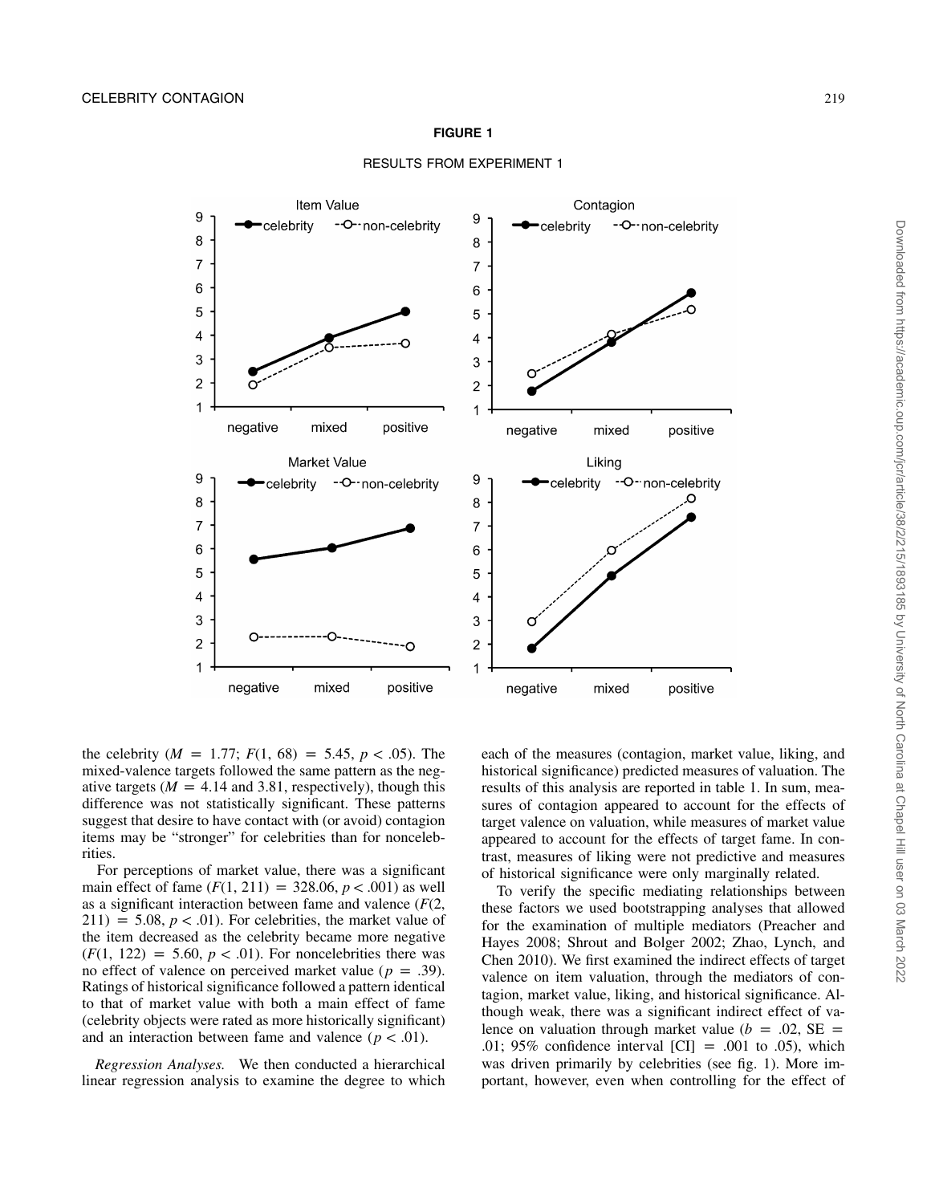**FIGURE 1**

RESULTS FROM EXPERIMENT 1

the celebrity ($M = 1.77$; $F(1, 68) = 5.45$, $p < .05$). The mixed-valence targets followed the same pattern as the negative targets ($M = 4.14$ and 3.81, respectively), though this difference was not statistically significant. These patterns suggest that desire to have contact with (or avoid) contagion items may be "stronger" for celebrities than for noncelebrities.

For perceptions of market value, there was a significant main effect of fame ($F(1, 211) = 328.06$, $p < .001$) as well as a significant interaction between fame and valence ($F(2, 211) = 5.08$, $p < .01$). For celebrities, the market value of the item decreased as the celebrity became more negative ($F(1, 122) = 5.60$, $p < .01$). For noncelebrities there was no effect of valence on perceived market value ($p = .39$). Ratings of historical significance followed a pattern identical to that of market value with both a main effect of fame (celebrity objects were rated as more historically significant) and an interaction between fame and valence ($p < .01$).

*Regression Analyses.* We then conducted a hierarchical linear regression analysis to examine the degree to which each of the measures (contagion, market value, liking, and historical significance) predicted measures of valuation. The results of this analysis are reported in table 1. In sum, measures of contagion appeared to account for the effects of target valence on valuation, while measures of market value appeared to account for the effects of target fame. In contrast, measures of liking were not predictive and measures of historical significance were only marginally related.

To verify the specific mediating relationships between these factors we used bootstrapping analyses that allowed for the examination of multiple mediators (Preacher and Hayes 2008; Shrout and Bolger 2002; Zhao, Lynch, and Chen 2010). We first examined the indirect effects of target valence on item valuation, through the mediators of contagion, market value, liking, and historical significance. Although weak, there was a significant indirect effect of valence on valuation through market value ($b = .02$, $SE = .01$; 95% confidence interval [CI] = .001 to .05), which was driven primarily by celebrities (see fig. 1). More important, however, even when controlling for the effect of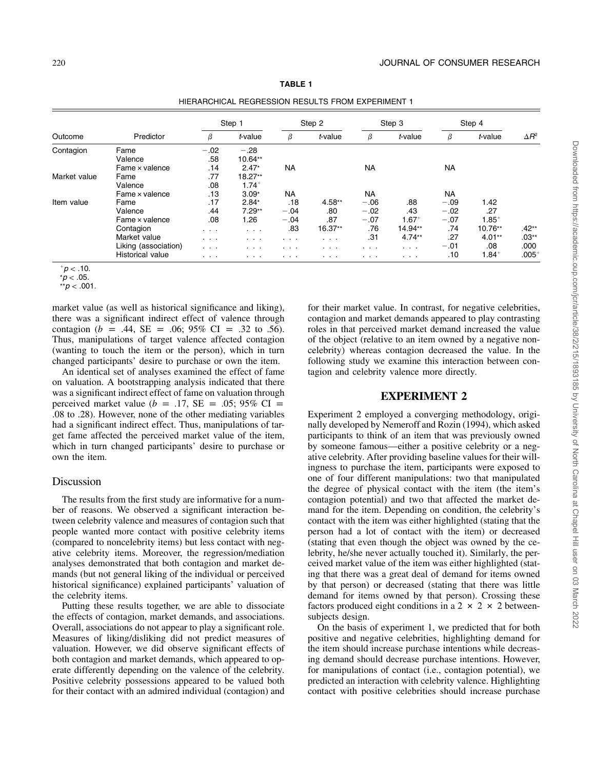**TABLE 1**

HIERARCHICAL REGRESSION RESULTS FROM EXPERIMENT 1

| Outcome | Predictor | Step 1 | | Step 2 | | Step 3 | | Step 4 | | |
|---|---|---|---|---|---|---|---|---|---|---|
| | | β | *t*-value | β | *t*-value | β | *t*-value | β | *t*-value | $\Delta R^2$ |
| Contagion | Fame | −.02 | −.28 | | | | | | | |
| | Valence | .58 | 10.64** | | | | | | | |
| | Fame × valence | .14 | 2.47* | NA | | NA | | NA | | |
| Market value | Fame | .77 | 18.27** | | | | | | | |
| | Valence | .08 | 1.74$^+$ | | | | | | | |
| | Fame × valence | .13 | 3.09* | NA | | NA | | NA | | |
| Item value | Fame | .17 | 2.84* | .18 | 4.58** | −.06 | .88 | −.09 | 1.42 | |
| | Valence | .44 | 7.29** | −.04 | .80 | −.02 | .43 | −.02 | .27 | |
| | Fame × valence | .08 | 1.26 | −.04 | .87 | −.07 | 1.67$^+$ | −.07 | 1.85$^+$ | |
| | Contagion | . . . | . . . | .83 | 16.37** | .76 | 14.94** | .74 | 10.76** | .42** |
| | Market value | . . . | . . . | . . . | . . . | .31 | 4.74** | .27 | 4.01** | .03** |
| | Liking (association) | . . . | . . . | . . . | . . . | . . . | . . . | −.01 | .08 | .000 |
| | Historical value | . . . | . . . | . . . | . . . | . . . | . . . | .10 | 1.84$^+$ | .005$^+$ |

$^+p < .10$.
$^*p < .05$.
$^{**}p < .001$.

market value (as well as historical significance and liking), there was a significant indirect effect of valence through contagion ($b = .44$, SE $= .06$; 95% CI $= .32$ to .56). Thus, manipulations of target valence affected contagion (wanting to touch the item or the person), which in turn changed participants' desire to purchase or own the item.

An identical set of analyses examined the effect of fame on valuation. A bootstrapping analysis indicated that there was a significant indirect effect of fame on valuation through perceived market value ($b = .17$, SE $= .05$; 95% CI $=$ .08 to .28). However, none of the other mediating variables had a significant indirect effect. Thus, manipulations of target fame affected the perceived market value of the item, which in turn changed participants' desire to purchase or own the item.

## Discussion

The results from the first study are informative for a number of reasons. We observed a significant interaction between celebrity valence and measures of contagion such that people wanted more contact with positive celebrity items (compared to noncelebrity items) but less contact with negative celebrity items. Moreover, the regression/mediation analyses demonstrated that both contagion and market demands (but not general liking of the individual or perceived historical significance) explained participants' valuation of the celebrity items.

Putting these results together, we are able to dissociate the effects of contagion, market demands, and associations. Overall, associations do not appear to play a significant role. Measures of liking/disliking did not predict measures of valuation. However, we did observe significant effects of both contagion and market demands, which appeared to operate differently depending on the valence of the celebrity. Positive celebrity possessions appeared to be valued both for their contact with an admired individual (contagion) and for their market value. In contrast, for negative celebrities, contagion and market demands appeared to play contrasting roles in that perceived market demand increased the value of the object (relative to an item owned by a negative noncelebrity) whereas contagion decreased the value. In the following study we examine this interaction between contagion and celebrity valence more directly.

# EXPERIMENT 2

Experiment 2 employed a converging methodology, originally developed by Nemeroff and Rozin (1994), which asked participants to think of an item that was previously owned by someone famous—either a positive celebrity or a negative celebrity. After providing baseline values for their willingness to purchase the item, participants were exposed to one of four different manipulations: two that manipulated the degree of physical contact with the item (the item's contagion potential) and two that affected the market demand for the item. Depending on condition, the celebrity's contact with the item was either highlighted (stating that the person had a lot of contact with the item) or decreased (stating that even though the object was owned by the celebrity, he/she never actually touched it). Similarly, the perceived market value of the item was either highlighted (stating that there was a great deal of demand for items owned by that person) or decreased (stating that there was little demand for items owned by that person). Crossing these factors produced eight conditions in a $2 \times 2 \times 2$ between-subjects design.

On the basis of experiment 1, we predicted that for both positive and negative celebrities, highlighting demand for the item should increase purchase intentions while decreasing demand should decrease purchase intentions. However, for manipulations of contact (i.e., contagion potential), we predicted an interaction with celebrity valence. Highlighting contact with positive celebrities should increase purchase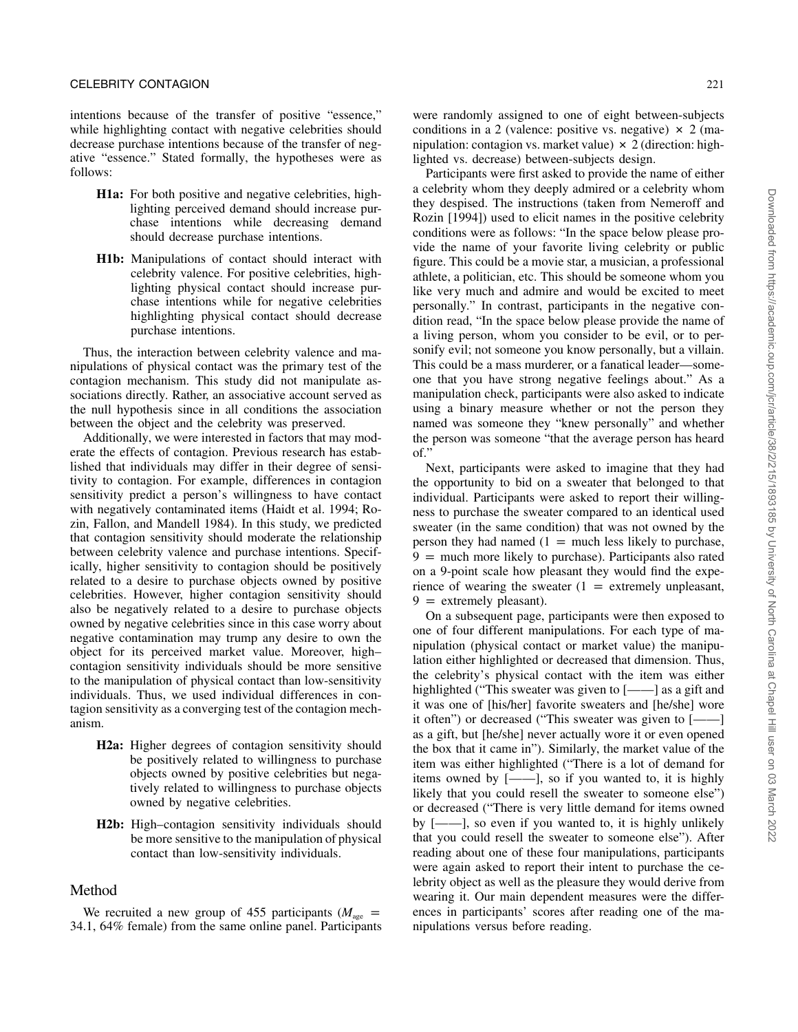intentions because of the transfer of positive "essence," while highlighting contact with negative celebrities should decrease purchase intentions because of the transfer of negative "essence." Stated formally, the hypotheses were as follows:

> **H1a:** For both positive and negative celebrities, highlighting perceived demand should increase purchase intentions while decreasing demand should decrease purchase intentions.
>
> **H1b:** Manipulations of contact should interact with celebrity valence. For positive celebrities, highlighting physical contact should increase purchase intentions while for negative celebrities highlighting physical contact should decrease purchase intentions.

Thus, the interaction between celebrity valence and manipulations of physical contact was the primary test of the contagion mechanism. This study did not manipulate associations directly. Rather, an associative account served as the null hypothesis since in all conditions the association between the object and the celebrity was preserved.

Additionally, we were interested in factors that may moderate the effects of contagion. Previous research has established that individuals may differ in their degree of sensitivity to contagion. For example, differences in contagion sensitivity predict a person's willingness to have contact with negatively contaminated items (Haidt et al. 1994; Rozin, Fallon, and Mandell 1984). In this study, we predicted that contagion sensitivity should moderate the relationship between celebrity valence and purchase intentions. Specifically, higher sensitivity to contagion should be positively related to a desire to purchase objects owned by positive celebrities. However, higher contagion sensitivity should also be negatively related to a desire to purchase objects owned by negative celebrities since in this case worry about negative contamination may trump any desire to own the object for its perceived market value. Moreover, high–contagion sensitivity individuals should be more sensitive to the manipulation of physical contact than low-sensitivity individuals. Thus, we used individual differences in contagion sensitivity as a converging test of the contagion mechanism.

> **H2a:** Higher degrees of contagion sensitivity should be positively related to willingness to purchase objects owned by positive celebrities but negatively related to willingness to purchase objects owned by negative celebrities.
>
> **H2b:** High–contagion sensitivity individuals should be more sensitive to the manipulation of physical contact than low-sensitivity individuals.

## Method

We recruited a new group of 455 participants ($M_{age}$ = 34.1, 64% female) from the same online panel. Participants were randomly assigned to one of eight between-subjects conditions in a 2 (valence: positive vs. negative) × 2 (manipulation: contagion vs. market value) × 2 (direction: highlighted vs. decrease) between-subjects design.

Participants were first asked to provide the name of either a celebrity whom they deeply admired or a celebrity whom they despised. The instructions (taken from Nemeroff and Rozin [1994]) used to elicit names in the positive celebrity conditions were as follows: "In the space below please provide the name of your favorite living celebrity or public figure. This could be a movie star, a musician, a professional athlete, a politician, etc. This should be someone whom you like very much and admire and would be excited to meet personally." In contrast, participants in the negative condition read, "In the space below please provide the name of a living person, whom you consider to be evil, or to personify evil; not someone you know personally, but a villain. This could be a mass murderer, or a fanatical leader—someone that you have strong negative feelings about." As a manipulation check, participants were also asked to indicate using a binary measure whether or not the person they named was someone they "knew personally" and whether the person was someone "that the average person has heard of."

Next, participants were asked to imagine that they had the opportunity to bid on a sweater that belonged to that individual. Participants were asked to report their willingness to purchase the sweater compared to an identical used sweater (in the same condition) that was not owned by the person they had named (1 = much less likely to purchase, 9 = much more likely to purchase). Participants also rated on a 9-point scale how pleasant they would find the experience of wearing the sweater (1 = extremely unpleasant, 9 = extremely pleasant).

On a subsequent page, participants were then exposed to one of four different manipulations. For each type of manipulation (physical contact or market value) the manipulation either highlighted or decreased that dimension. Thus, the celebrity's physical contact with the item was either highlighted ("This sweater was given to [——] as a gift and it was one of [his/her] favorite sweaters and [he/she] wore it often") or decreased ("This sweater was given to [——] as a gift, but [he/she] never actually wore it or even opened the box that it came in"). Similarly, the market value of the item was either highlighted ("There is a lot of demand for items owned by [——], so if you wanted to, it is highly likely that you could resell the sweater to someone else") or decreased ("There is very little demand for items owned by [——], so even if you wanted to, it is highly unlikely that you could resell the sweater to someone else"). After reading about one of these four manipulations, participants were again asked to report their intent to purchase the celebrity object as well as the pleasure they would derive from wearing it. Our main dependent measures were the differences in participants' scores after reading one of the manipulations versus before reading.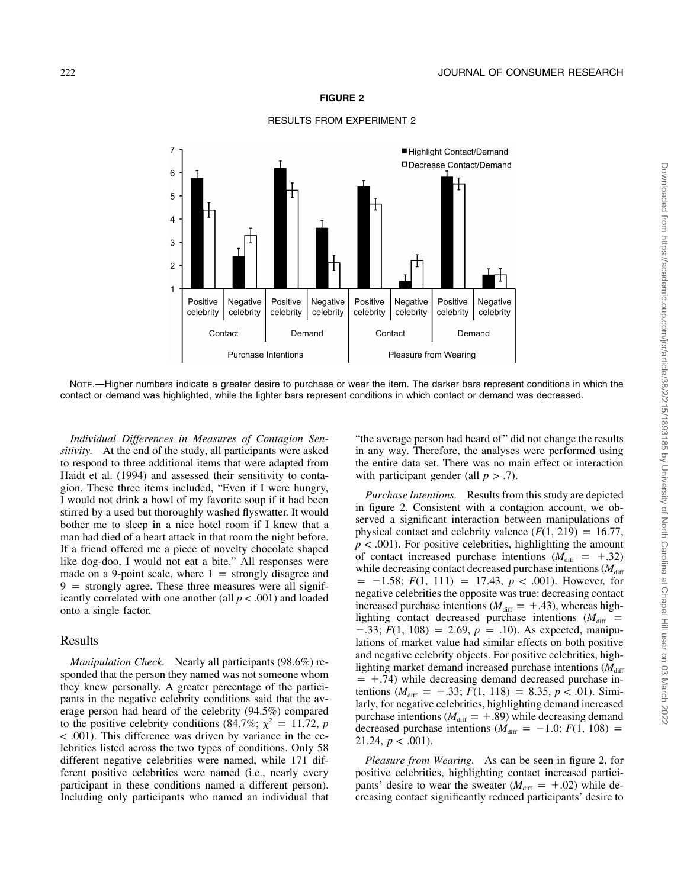**FIGURE 2**

RESULTS FROM EXPERIMENT 2

NOTE.—Higher numbers indicate a greater desire to purchase or wear the item. The darker bars represent conditions in which the contact or demand was highlighted, while the lighter bars represent conditions in which contact or demand was decreased.

*Individual Differences in Measures of Contagion Sensitivity.* At the end of the study, all participants were asked to respond to three additional items that were adapted from Haidt et al. (1994) and assessed their sensitivity to contagion. These three items included, "Even if I were hungry, I would not drink a bowl of my favorite soup if it had been stirred by a used but thoroughly washed flyswatter. It would bother me to sleep in a nice hotel room if I knew that a man had died of a heart attack in that room the night before. If a friend offered me a piece of novelty chocolate shaped like dog-doo, I would not eat a bite." All responses were made on a 9-point scale, where 1 = strongly disagree and 9 = strongly agree. These three measures were all significantly correlated with one another (all $p < .001$) and loaded onto a single factor.

## Results

*Manipulation Check.* Nearly all participants (98.6%) responded that the person they named was not someone whom they knew personally. A greater percentage of the participants in the negative celebrity conditions said that the average person had heard of the celebrity (94.5%) compared to the positive celebrity conditions (84.7%; $\chi^2 = 11.72$, $p < .001$). This difference was driven by variance in the celebrities listed across the two types of conditions. Only 58 different negative celebrities were named, while 171 different positive celebrities were named (i.e., nearly every participant in these conditions named a different person). Including only participants who named an individual that "the average person had heard of" did not change the results in any way. Therefore, the analyses were performed using the entire data set. There was no main effect or interaction with participant gender (all $p > .7$).

*Purchase Intentions.* Results from this study are depicted in figure 2. Consistent with a contagion account, we observed a significant interaction between manipulations of physical contact and celebrity valence ($F(1, 219) = 16.77$, $p < .001$). For positive celebrities, highlighting the amount of contact increased purchase intentions ($M_{\text{diff}} = +.32$) while decreasing contact decreased purchase intentions ($M_{\text{diff}} = -1.58$; $F(1, 111) = 17.43$, $p < .001$). However, for negative celebrities the opposite was true: decreasing contact increased purchase intentions ($M_{\text{diff}} = +.43$), whereas highlighting contact decreased purchase intentions ($M_{\text{diff}} = -.33$; $F(1, 108) = 2.69$, $p = .10$). As expected, manipulations of market value had similar effects on both positive and negative celebrity objects. For positive celebrities, highlighting market demand increased purchase intentions ($M_{\text{diff}} = +.74$) while decreasing demand decreased purchase intentions ($M_{\text{diff}} = -.33$; $F(1, 118) = 8.35$, $p < .01$). Similarly, for negative celebrities, highlighting demand increased purchase intentions ($M_{\text{diff}} = +.89$) while decreasing demand decreased purchase intentions ($M_{\text{diff}} = -1.0$; $F(1, 108) = 21.24$, $p < .001$).

*Pleasure from Wearing.* As can be seen in figure 2, for positive celebrities, highlighting contact increased participants' desire to wear the sweater ($M_{\text{diff}} = +.02$) while decreasing contact significantly reduced participants' desire to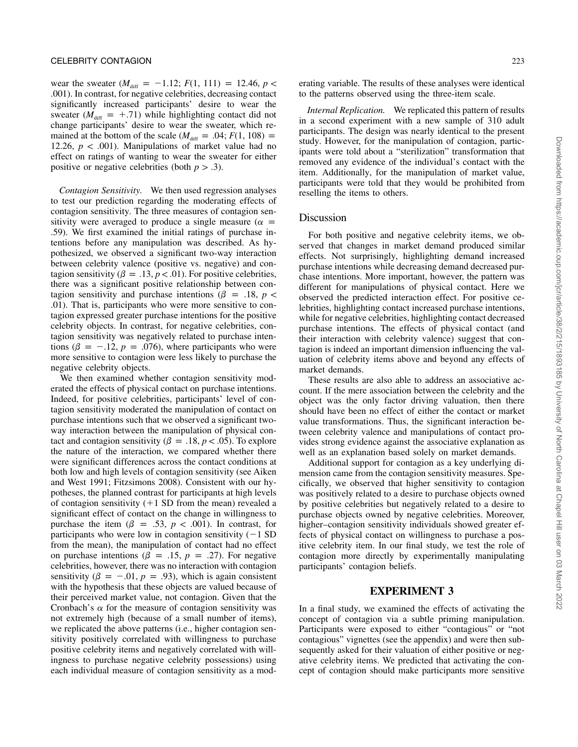wear the sweater ($M_{diff} = -1.12$; $F(1, 111) = 12.46$, $p < .001$). In contrast, for negative celebrities, decreasing contact significantly increased participants' desire to wear the sweater ($M_{diff} = +.71$) while highlighting contact did not change participants' desire to wear the sweater, which remained at the bottom of the scale ($M_{diff} = .04$; $F(1, 108) = 12.26$, $p < .001$). Manipulations of market value had no effect on ratings of wanting to wear the sweater for either positive or negative celebrities (both $p > .3$).

*Contagion Sensitivity.* We then used regression analyses to test our prediction regarding the moderating effects of contagion sensitivity. The three measures of contagion sensitivity were averaged to produce a single measure ($\alpha = .59$). We first examined the initial ratings of purchase intentions before any manipulation was described. As hypothesized, we observed a significant two-way interaction between celebrity valence (positive vs. negative) and contagion sensitivity ($\beta = .13$, $p < .01$). For positive celebrities, there was a significant positive relationship between contagion sensitivity and purchase intentions ($\beta = .18$, $p < .01$). That is, participants who were more sensitive to contagion expressed greater purchase intentions for the positive celebrity objects. In contrast, for negative celebrities, contagion sensitivity was negatively related to purchase intentions ($\beta = -.12$, $p = .076$), where participants who were more sensitive to contagion were less likely to purchase the negative celebrity objects.

We then examined whether contagion sensitivity moderated the effects of physical contact on purchase intentions. Indeed, for positive celebrities, participants' level of contagion sensitivity moderated the manipulation of contact on purchase intentions such that we observed a significant two-way interaction between the manipulation of physical contact and contagion sensitivity ($\beta = .18$, $p < .05$). To explore the nature of the interaction, we compared whether there were significant differences across the contact conditions at both low and high levels of contagion sensitivity (see Aiken and West 1991; Fitzsimons 2008). Consistent with our hypotheses, the planned contrast for participants at high levels of contagion sensitivity (+1 SD from the mean) revealed a significant effect of contact on the change in willingness to purchase the item ($\beta = .53$, $p < .001$). In contrast, for participants who were low in contagion sensitivity (−1 SD from the mean), the manipulation of contact had no effect on purchase intentions ($\beta = .15$, $p = .27$). For negative celebrities, however, there was no interaction with contagion sensitivity ($\beta = -.01$, $p = .93$), which is again consistent with the hypothesis that these objects are valued because of their perceived market value, not contagion. Given that the Cronbach's $\alpha$ for the measure of contagion sensitivity was not extremely high (because of a small number of items), we replicated the above patterns (i.e., higher contagion sensitivity positively correlated with willingness to purchase positive celebrity items and negatively correlated with willingness to purchase negative celebrity possessions) using each individual measure of contagion sensitivity as a moderating variable. The results of these analyses were identical to the patterns observed using the three-item scale.

*Internal Replication.* We replicated this pattern of results in a second experiment with a new sample of 310 adult participants. The design was nearly identical to the present study. However, for the manipulation of contagion, participants were told about a "sterilization" transformation that removed any evidence of the individual's contact with the item. Additionally, for the manipulation of market value, participants were told that they would be prohibited from reselling the items to others.

## Discussion

For both positive and negative celebrity items, we observed that changes in market demand produced similar effects. Not surprisingly, highlighting demand increased purchase intentions while decreasing demand decreased purchase intentions. More important, however, the pattern was different for manipulations of physical contact. Here we observed the predicted interaction effect. For positive celebrities, highlighting contact increased purchase intentions, while for negative celebrities, highlighting contact decreased purchase intentions. The effects of physical contact (and their interaction with celebrity valence) suggest that contagion is indeed an important dimension influencing the valuation of celebrity items above and beyond any effects of market demands.

These results are also able to address an associative account. If the mere association between the celebrity and the object was the only factor driving valuation, then there should have been no effect of either the contact or market value transformations. Thus, the significant interaction between celebrity valence and manipulations of contact provides strong evidence against the associative explanation as well as an explanation based solely on market demands.

Additional support for contagion as a key underlying dimension came from the contagion sensitivity measures. Specifically, we observed that higher sensitivity to contagion was positively related to a desire to purchase objects owned by positive celebrities but negatively related to a desire to purchase objects owned by negative celebrities. Moreover, higher–contagion sensitivity individuals showed greater effects of physical contact on willingness to purchase a positive celebrity item. In our final study, we test the role of contagion more directly by experimentally manipulating participants' contagion beliefs.

# EXPERIMENT 3

In a final study, we examined the effects of activating the concept of contagion via a subtle priming manipulation. Participants were exposed to either "contagious" or "not contagious" vignettes (see the appendix) and were then subsequently asked for their valuation of either positive or negative celebrity items. We predicted that activating the concept of contagion should make participants more sensitive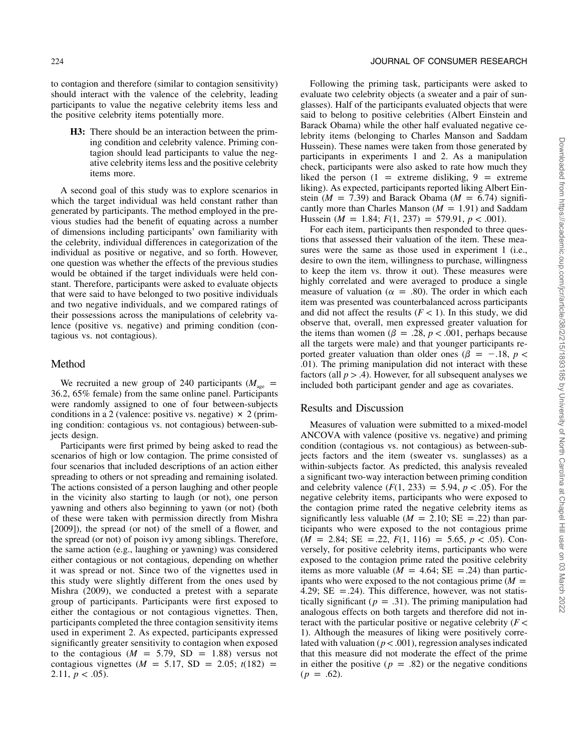to contagion and therefore (similar to contagion sensitivity) should interact with the valence of the celebrity, leading participants to value the negative celebrity items less and the positive celebrity items potentially more.

> **H3:** There should be an interaction between the priming condition and celebrity valence. Priming contagion should lead participants to value the negative celebrity items less and the positive celebrity items more.

A second goal of this study was to explore scenarios in which the target individual was held constant rather than generated by participants. The method employed in the previous studies had the benefit of equating across a number of dimensions including participants' own familiarity with the celebrity, individual differences in categorization of the individual as positive or negative, and so forth. However, one question was whether the effects of the previous studies would be obtained if the target individuals were held constant. Therefore, participants were asked to evaluate objects that were said to have belonged to two positive individuals and two negative individuals, and we compared ratings of their possessions across the manipulations of celebrity valence (positive vs. negative) and priming condition (contagious vs. not contagious).

## Method

We recruited a new group of 240 participants ($M_{age}$ = 36.2, 65% female) from the same online panel. Participants were randomly assigned to one of four between-subjects conditions in a 2 (valence: positive vs. negative) × 2 (priming condition: contagious vs. not contagious) between-subjects design.

Participants were first primed by being asked to read the scenarios of high or low contagion. The prime consisted of four scenarios that included descriptions of an action either spreading to others or not spreading and remaining isolated. The actions consisted of a person laughing and other people in the vicinity also starting to laugh (or not), one person yawning and others also beginning to yawn (or not) (both of these were taken with permission directly from Mishra [2009]), the spread (or not) of the smell of a flower, and the spread (or not) of poison ivy among siblings. Therefore, the same action (e.g., laughing or yawning) was considered either contagious or not contagious, depending on whether it was spread or not. Since two of the vignettes used in this study were slightly different from the ones used by Mishra (2009), we conducted a pretest with a separate group of participants. Participants were first exposed to either the contagious or not contagious vignettes. Then, participants completed the three contagion sensitivity items used in experiment 2. As expected, participants expressed significantly greater sensitivity to contagion when exposed to the contagious ($M$ = 5.79, SD = 1.88) versus not contagious vignettes ($M$ = 5.17, SD = 2.05; $t(182)$ = 2.11, $p < .05$).

Following the priming task, participants were asked to evaluate two celebrity objects (a sweater and a pair of sunglasses). Half of the participants evaluated objects that were said to belong to positive celebrities (Albert Einstein and Barack Obama) while the other half evaluated negative celebrity items (belonging to Charles Manson and Saddam Hussein). These names were taken from those generated by participants in experiments 1 and 2. As a manipulation check, participants were also asked to rate how much they liked the person (1 = extreme disliking, 9 = extreme liking). As expected, participants reported liking Albert Einstein ($M$ = 7.39) and Barack Obama ($M$ = 6.74) significantly more than Charles Manson ($M$ = 1.91) and Saddam Hussein ($M$ = 1.84; $F(1, 237)$ = 579.91, $p < .001$).

For each item, participants then responded to three questions that assessed their valuation of the item. These measures were the same as those used in experiment 1 (i.e., desire to own the item, willingness to purchase, willingness to keep the item vs. throw it out). These measures were highly correlated and were averaged to produce a single measure of valuation ($\alpha$ = .80). The order in which each item was presented was counterbalanced across participants and did not affect the results ($F < 1$). In this study, we did observe that, overall, men expressed greater valuation for the items than women ($\beta$ = .28, $p < .001$, perhaps because all the targets were male) and that younger participants reported greater valuation than older ones ($\beta$ = −.18, $p <$ .01). The priming manipulation did not interact with these factors (all $p > .4$). However, for all subsequent analyses we included both participant gender and age as covariates.

## Results and Discussion

Measures of valuation were submitted to a mixed-model ANCOVA with valence (positive vs. negative) and priming condition (contagious vs. not contagious) as between-subjects factors and the item (sweater vs. sunglasses) as a within-subjects factor. As predicted, this analysis revealed a significant two-way interaction between priming condition and celebrity valence ($F(1, 233)$ = 5.94, $p < .05$). For the negative celebrity items, participants who were exposed to the contagion prime rated the negative celebrity items as significantly less valuable ($M$ = 2.10; SE = .22) than participants who were exposed to the not contagious prime ($M$ = 2.84; SE = .22, $F(1, 116)$ = 5.65, $p < .05$). Conversely, for positive celebrity items, participants who were exposed to the contagion prime rated the positive celebrity items as more valuable ($M$ = 4.64; SE = .24) than participants who were exposed to the not contagious prime ($M$ = 4.29; SE = .24). This difference, however, was not statistically significant ($p$ = .31). The priming manipulation had analogous effects on both targets and therefore did not interact with the particular positive or negative celebrity ($F <$ 1). Although the measures of liking were positively correlated with valuation ($p < .001$), regression analyses indicated that this measure did not moderate the effect of the prime in either the positive ($p$ = .82) or the negative conditions ($p$ = .62).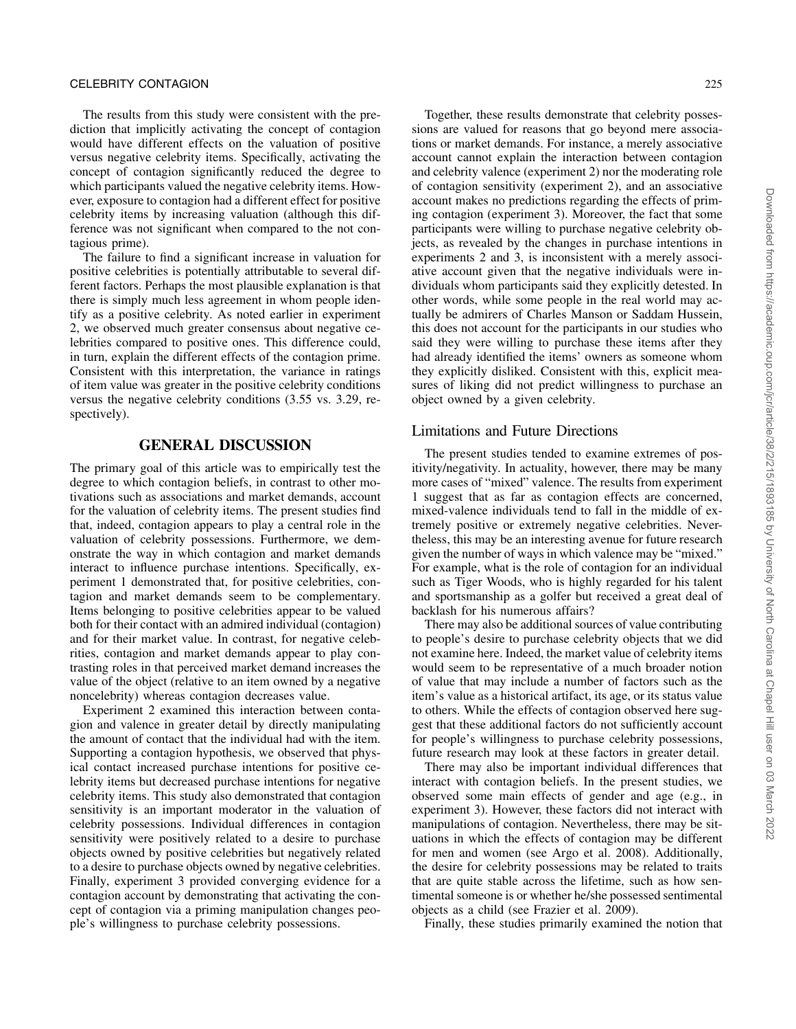The results from this study were consistent with the prediction that implicitly activating the concept of contagion would have different effects on the valuation of positive versus negative celebrity items. Specifically, activating the concept of contagion significantly reduced the degree to which participants valued the negative celebrity items. However, exposure to contagion had a different effect for positive celebrity items by increasing valuation (although this difference was not significant when compared to the not contagious prime).

The failure to find a significant increase in valuation for positive celebrities is potentially attributable to several different factors. Perhaps the most plausible explanation is that there is simply much less agreement in whom people identify as a positive celebrity. As noted earlier in experiment 2, we observed much greater consensus about negative celebrities compared to positive ones. This difference could, in turn, explain the different effects of the contagion prime. Consistent with this interpretation, the variance in ratings of item value was greater in the positive celebrity conditions versus the negative celebrity conditions (3.55 vs. 3.29, respectively).

## GENERAL DISCUSSION

The primary goal of this article was to empirically test the degree to which contagion beliefs, in contrast to other motivations such as associations and market demands, account for the valuation of celebrity items. The present studies find that, indeed, contagion appears to play a central role in the valuation of celebrity possessions. Furthermore, we demonstrate the way in which contagion and market demands interact to influence purchase intentions. Specifically, experiment 1 demonstrated that, for positive celebrities, contagion and market demands seem to be complementary. Items belonging to positive celebrities appear to be valued both for their contact with an admired individual (contagion) and for their market value. In contrast, for negative celebrities, contagion and market demands appear to play contrasting roles in that perceived market demand increases the value of the object (relative to an item owned by a negative noncelebrity) whereas contagion decreases value.

Experiment 2 examined this interaction between contagion and valence in greater detail by directly manipulating the amount of contact that the individual had with the item. Supporting a contagion hypothesis, we observed that physical contact increased purchase intentions for positive celebrity items but decreased purchase intentions for negative celebrity items. This study also demonstrated that contagion sensitivity is an important moderator in the valuation of celebrity possessions. Individual differences in contagion sensitivity were positively related to a desire to purchase objects owned by positive celebrities but negatively related to a desire to purchase objects owned by negative celebrities. Finally, experiment 3 provided converging evidence for a contagion account by demonstrating that activating the concept of contagion via a priming manipulation changes people's willingness to purchase celebrity possessions.

Together, these results demonstrate that celebrity possessions are valued for reasons that go beyond mere associations or market demands. For instance, a merely associative account cannot explain the interaction between contagion and celebrity valence (experiment 2) nor the moderating role of contagion sensitivity (experiment 2), and an associative account makes no predictions regarding the effects of priming contagion (experiment 3). Moreover, the fact that some participants were willing to purchase negative celebrity objects, as revealed by the changes in purchase intentions in experiments 2 and 3, is inconsistent with a merely associative account given that the negative individuals were individuals whom participants said they explicitly detested. In other words, while some people in the real world may actually be admirers of Charles Manson or Saddam Hussein, this does not account for the participants in our studies who said they were willing to purchase these items after they had already identified the items' owners as someone whom they explicitly disliked. Consistent with this, explicit measures of liking did not predict willingness to purchase an object owned by a given celebrity.

### Limitations and Future Directions

The present studies tended to examine extremes of positivity/negativity. In actuality, however, there may be many more cases of "mixed" valence. The results from experiment 1 suggest that as far as contagion effects are concerned, mixed-valence individuals tend to fall in the middle of extremely positive or extremely negative celebrities. Nevertheless, this may be an interesting avenue for future research given the number of ways in which valence may be "mixed." For example, what is the role of contagion for an individual such as Tiger Woods, who is highly regarded for his talent and sportsmanship as a golfer but received a great deal of backlash for his numerous affairs?

There may also be additional sources of value contributing to people's desire to purchase celebrity objects that we did not examine here. Indeed, the market value of celebrity items would seem to be representative of a much broader notion of value that may include a number of factors such as the item's value as a historical artifact, its age, or its status value to others. While the effects of contagion observed here suggest that these additional factors do not sufficiently account for people's willingness to purchase celebrity possessions, future research may look at these factors in greater detail.

There may also be important individual differences that interact with contagion beliefs. In the present studies, we observed some main effects of gender and age (e.g., in experiment 3). However, these factors did not interact with manipulations of contagion. Nevertheless, there may be situations in which the effects of contagion may be different for men and women (see Argo et al. 2008). Additionally, the desire for celebrity possessions may be related to traits that are quite stable across the lifetime, such as how sentimental someone is or whether he/she possessed sentimental objects as a child (see Frazier et al. 2009).

Finally, these studies primarily examined the notion that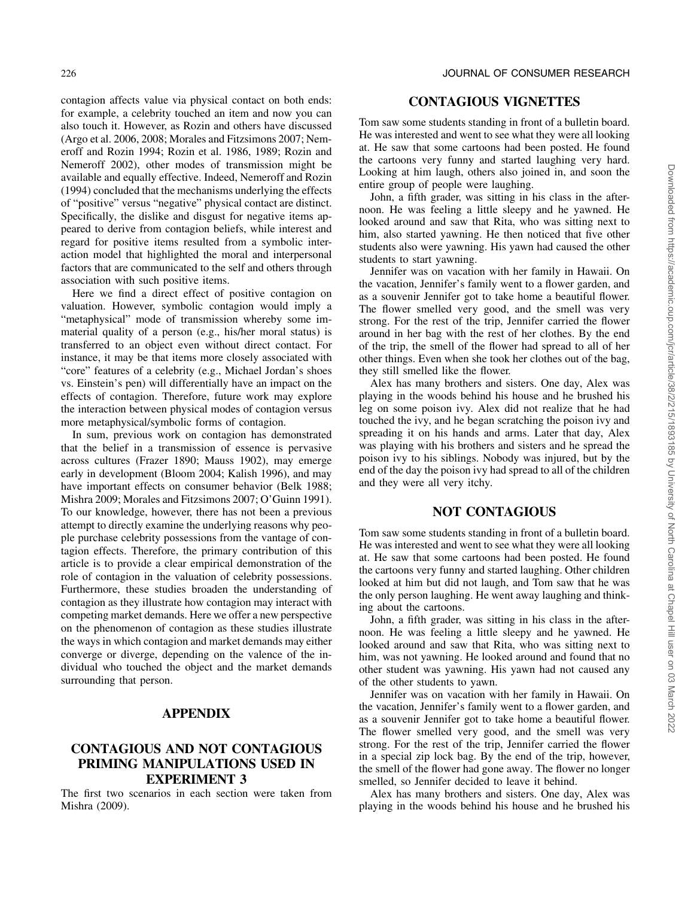contagion affects value via physical contact on both ends: for example, a celebrity touched an item and now you can also touch it. However, as Rozin and others have discussed (Argo et al. 2006, 2008; Morales and Fitzsimons 2007; Nemeroff and Rozin 1994; Rozin et al. 1986, 1989; Rozin and Nemeroff 2002), other modes of transmission might be available and equally effective. Indeed, Nemeroff and Rozin (1994) concluded that the mechanisms underlying the effects of "positive" versus "negative" physical contact are distinct. Specifically, the dislike and disgust for negative items appeared to derive from contagion beliefs, while interest and regard for positive items resulted from a symbolic interaction model that highlighted the moral and interpersonal factors that are communicated to the self and others through association with such positive items.

Here we find a direct effect of positive contagion on valuation. However, symbolic contagion would imply a "metaphysical" mode of transmission whereby some immaterial quality of a person (e.g., his/her moral status) is transferred to an object even without direct contact. For instance, it may be that items more closely associated with "core" features of a celebrity (e.g., Michael Jordan's shoes vs. Einstein's pen) will differentially have an impact on the effects of contagion. Therefore, future work may explore the interaction between physical modes of contagion versus more metaphysical/symbolic forms of contagion.

In sum, previous work on contagion has demonstrated that the belief in a transmission of essence is pervasive across cultures (Frazer 1890; Mauss 1902), may emerge early in development (Bloom 2004; Kalish 1996), and may have important effects on consumer behavior (Belk 1988; Mishra 2009; Morales and Fitzsimons 2007; O'Guinn 1991). To our knowledge, however, there has not been a previous attempt to directly examine the underlying reasons why people purchase celebrity possessions from the vantage of contagion effects. Therefore, the primary contribution of this article is to provide a clear empirical demonstration of the role of contagion in the valuation of celebrity possessions. Furthermore, these studies broaden the understanding of contagion as they illustrate how contagion may interact with competing market demands. Here we offer a new perspective on the phenomenon of contagion as these studies illustrate the ways in which contagion and market demands may either converge or diverge, depending on the valence of the individual who touched the object and the market demands surrounding that person.

## APPENDIX

## CONTAGIOUS AND NOT CONTAGIOUS PRIMING MANIPULATIONS USED IN EXPERIMENT 3

The first two scenarios in each section were taken from Mishra (2009).

## CONTAGIOUS VIGNETTES

Tom saw some students standing in front of a bulletin board. He was interested and went to see what they were all looking at. He saw that some cartoons had been posted. He found the cartoons very funny and started laughing very hard. Looking at him laugh, others also joined in, and soon the entire group of people were laughing.

John, a fifth grader, was sitting in his class in the afternoon. He was feeling a little sleepy and he yawned. He looked around and saw that Rita, who was sitting next to him, also started yawning. He then noticed that five other students also were yawning. His yawn had caused the other students to start yawning.

Jennifer was on vacation with her family in Hawaii. On the vacation, Jennifer's family went to a flower garden, and as a souvenir Jennifer got to take home a beautiful flower. The flower smelled very good, and the smell was very strong. For the rest of the trip, Jennifer carried the flower around in her bag with the rest of her clothes. By the end of the trip, the smell of the flower had spread to all of her other things. Even when she took her clothes out of the bag, they still smelled like the flower.

Alex has many brothers and sisters. One day, Alex was playing in the woods behind his house and he brushed his leg on some poison ivy. Alex did not realize that he had touched the ivy, and he began scratching the poison ivy and spreading it on his hands and arms. Later that day, Alex was playing with his brothers and sisters and he spread the poison ivy to his siblings. Nobody was injured, but by the end of the day the poison ivy had spread to all of the children and they were all very itchy.

## NOT CONTAGIOUS

Tom saw some students standing in front of a bulletin board. He was interested and went to see what they were all looking at. He saw that some cartoons had been posted. He found the cartoons very funny and started laughing. Other children looked at him but did not laugh, and Tom saw that he was the only person laughing. He went away laughing and thinking about the cartoons.

John, a fifth grader, was sitting in his class in the afternoon. He was feeling a little sleepy and he yawned. He looked around and saw that Rita, who was sitting next to him, was not yawning. He looked around and found that no other student was yawning. His yawn had not caused any of the other students to yawn.

Jennifer was on vacation with her family in Hawaii. On the vacation, Jennifer's family went to a flower garden, and as a souvenir Jennifer got to take home a beautiful flower. The flower smelled very good, and the smell was very strong. For the rest of the trip, Jennifer carried the flower in a special zip lock bag. By the end of the trip, however, the smell of the flower had gone away. The flower no longer smelled, so Jennifer decided to leave it behind.

Alex has many brothers and sisters. One day, Alex was playing in the woods behind his house and he brushed his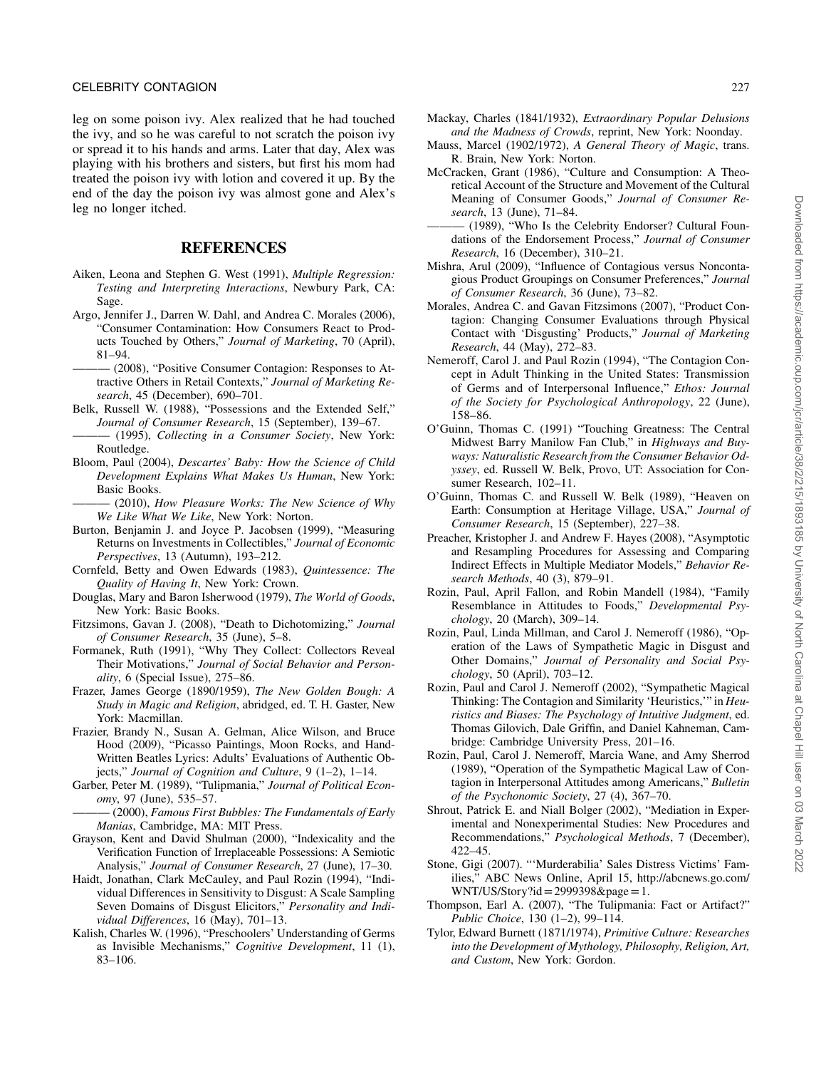leg on some poison ivy. Alex realized that he had touched the ivy, and so he was careful to not scratch the poison ivy or spread it to his hands and arms. Later that day, Alex was playing with his brothers and sisters, but first his mom had treated the poison ivy with lotion and covered it up. By the end of the day the poison ivy was almost gone and Alex's leg no longer itched.

## REFERENCES

Aiken, Leona and Stephen G. West (1991), *Multiple Regression: Testing and Interpreting Interactions*, Newbury Park, CA: Sage.

Argo, Jennifer J., Darren W. Dahl, and Andrea C. Morales (2006), "Consumer Contamination: How Consumers React to Products Touched by Others," *Journal of Marketing*, 70 (April), 81–94.

——— (2008), "Positive Consumer Contagion: Responses to Attractive Others in Retail Contexts," *Journal of Marketing Research*, 45 (December), 690–701.

Belk, Russell W. (1988), "Possessions and the Extended Self," *Journal of Consumer Research*, 15 (September), 139–67.

——— (1995), *Collecting in a Consumer Society*, New York: Routledge.

Bloom, Paul (2004), *Descartes' Baby: How the Science of Child Development Explains What Makes Us Human*, New York: Basic Books.

——— (2010), *How Pleasure Works: The New Science of Why We Like What We Like*, New York: Norton.

Burton, Benjamin J. and Joyce P. Jacobsen (1999), "Measuring Returns on Investments in Collectibles," *Journal of Economic Perspectives*, 13 (Autumn), 193–212.

Cornfeld, Betty and Owen Edwards (1983), *Quintessence: The Quality of Having It*, New York: Crown.

Douglas, Mary and Baron Isherwood (1979), *The World of Goods*, New York: Basic Books.

Fitzsimons, Gavan J. (2008), "Death to Dichotomizing," *Journal of Consumer Research*, 35 (June), 5–8.

Formanek, Ruth (1991), "Why They Collect: Collectors Reveal Their Motivations," *Journal of Social Behavior and Personality*, 6 (Special Issue), 275–86.

Frazer, James George (1890/1959), *The New Golden Bough: A Study in Magic and Religion*, abridged, ed. T. H. Gaster, New York: Macmillan.

Frazier, Brandy N., Susan A. Gelman, Alice Wilson, and Bruce Hood (2009), "Picasso Paintings, Moon Rocks, and Hand-Written Beatles Lyrics: Adults' Evaluations of Authentic Objects," *Journal of Cognition and Culture*, 9 (1–2), 1–14.

Garber, Peter M. (1989), "Tulipmania," *Journal of Political Economy*, 97 (June), 535–57.

——— (2000), *Famous First Bubbles: The Fundamentals of Early Manias*, Cambridge, MA: MIT Press.

Grayson, Kent and David Shulman (2000), "Indexicality and the Verification Function of Irreplaceable Possessions: A Semiotic Analysis," *Journal of Consumer Research*, 27 (June), 17–30.

Haidt, Jonathan, Clark McCauley, and Paul Rozin (1994), "Individual Differences in Sensitivity to Disgust: A Scale Sampling Seven Domains of Disgust Elicitors," *Personality and Individual Differences*, 16 (May), 701–13.

Kalish, Charles W. (1996), "Preschoolers' Understanding of Germs as Invisible Mechanisms," *Cognitive Development*, 11 (1), 83–106.

Mackay, Charles (1841/1932), *Extraordinary Popular Delusions and the Madness of Crowds*, reprint, New York: Noonday.

Mauss, Marcel (1902/1972), *A General Theory of Magic*, trans. R. Brain, New York: Norton.

McCracken, Grant (1986), "Culture and Consumption: A Theoretical Account of the Structure and Movement of the Cultural Meaning of Consumer Goods," *Journal of Consumer Research*, 13 (June), 71–84.

——— (1989), "Who Is the Celebrity Endorser? Cultural Foundations of the Endorsement Process," *Journal of Consumer Research*, 16 (December), 310–21.

Mishra, Arul (2009), "Influence of Contagious versus Noncontagious Product Groupings on Consumer Preferences," *Journal of Consumer Research*, 36 (June), 73–82.

Morales, Andrea C. and Gavan Fitzsimons (2007), "Product Contagion: Changing Consumer Evaluations through Physical Contact with 'Disgusting' Products," *Journal of Marketing Research*, 44 (May), 272–83.

Nemeroff, Carol J. and Paul Rozin (1994), "The Contagion Concept in Adult Thinking in the United States: Transmission of Germs and of Interpersonal Influence," *Ethos: Journal of the Society for Psychological Anthropology*, 22 (June), 158–86.

O'Guinn, Thomas C. (1991) "Touching Greatness: The Central Midwest Barry Manilow Fan Club," in *Highways and Buyways: Naturalistic Research from the Consumer Behavior Odyssey*, ed. Russell W. Belk, Provo, UT: Association for Consumer Research, 102–11.

O'Guinn, Thomas C. and Russell W. Belk (1989), "Heaven on Earth: Consumption at Heritage Village, USA," *Journal of Consumer Research*, 15 (September), 227–38.

Preacher, Kristopher J. and Andrew F. Hayes (2008), "Asymptotic and Resampling Procedures for Assessing and Comparing Indirect Effects in Multiple Mediator Models," *Behavior Research Methods*, 40 (3), 879–91.

Rozin, Paul, April Fallon, and Robin Mandell (1984), "Family Resemblance in Attitudes to Foods," *Developmental Psychology*, 20 (March), 309–14.

Rozin, Paul, Linda Millman, and Carol J. Nemeroff (1986), "Operation of the Laws of Sympathetic Magic in Disgust and Other Domains," *Journal of Personality and Social Psychology*, 50 (April), 703–12.

Rozin, Paul and Carol J. Nemeroff (2002), "Sympathetic Magical Thinking: The Contagion and Similarity 'Heuristics,'" in *Heuristics and Biases: The Psychology of Intuitive Judgment*, ed. Thomas Gilovich, Dale Griffin, and Daniel Kahneman, Cambridge: Cambridge University Press, 201–16.

Rozin, Paul, Carol J. Nemeroff, Marcia Wane, and Amy Sherrod (1989), "Operation of the Sympathetic Magical Law of Contagion in Interpersonal Attitudes among Americans," *Bulletin of the Psychonomic Society*, 27 (4), 367–70.

Shrout, Patrick E. and Niall Bolger (2002), "Mediation in Experimental and Nonexperimental Studies: New Procedures and Recommendations," *Psychological Methods*, 7 (December), 422–45.

Stone, Gigi (2007). "'Murderabilia' Sales Distress Victims' Families," ABC News Online, April 15, http://abcnews.go.com/WNT/US/Story?id=2999398&page=1.

Thompson, Earl A. (2007), "The Tulipmania: Fact or Artifact?" *Public Choice*, 130 (1–2), 99–114.

Tylor, Edward Burnett (1871/1974), *Primitive Culture: Researches into the Development of Mythology, Philosophy, Religion, Art, and Custom*, New York: Gordon.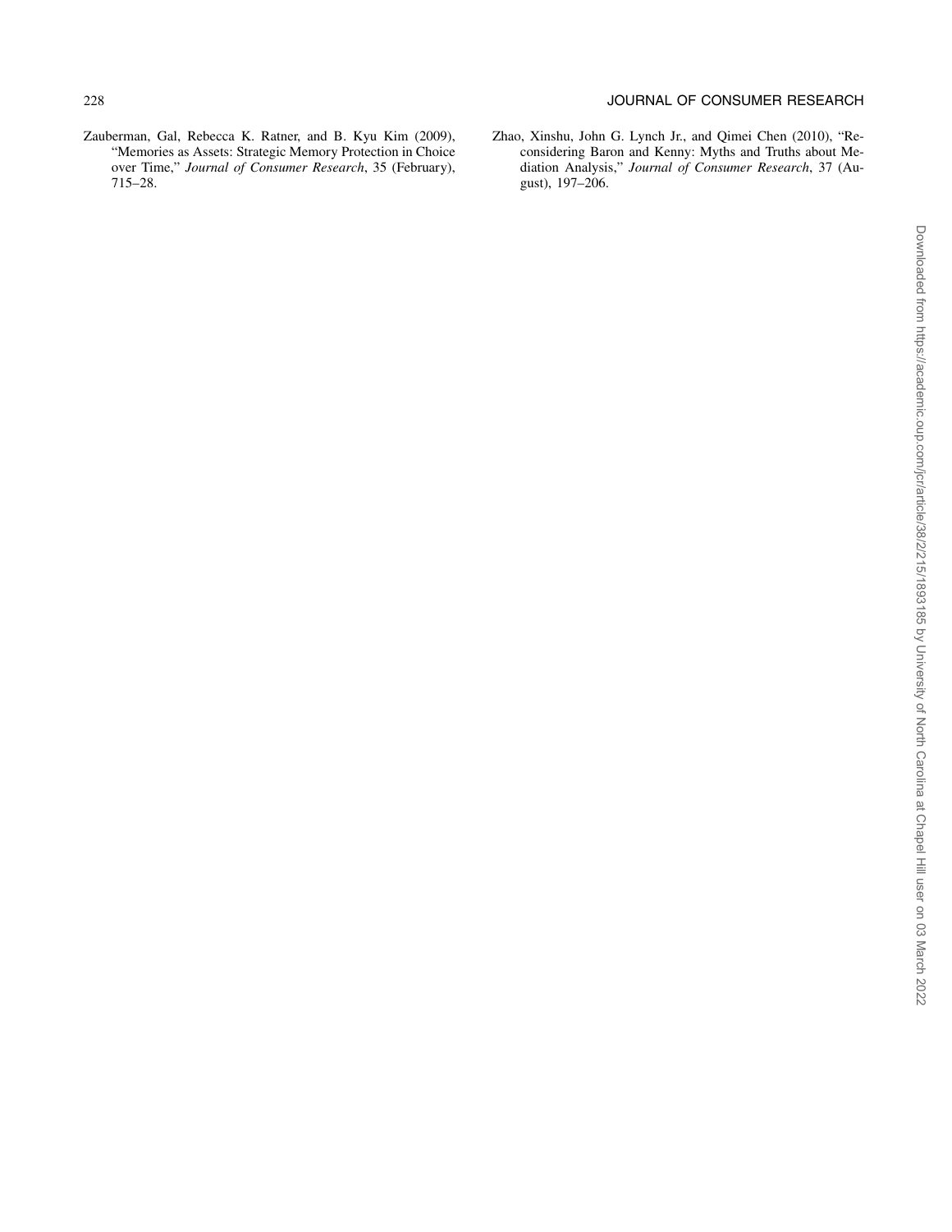Zauberman, Gal, Rebecca K. Ratner, and B. Kyu Kim (2009), "Memories as Assets: Strategic Memory Protection in Choice over Time," *Journal of Consumer Research*, 35 (February), 715–28.

Zhao, Xinshu, John G. Lynch Jr., and Qimei Chen (2010), "Reconsidering Baron and Kenny: Myths and Truths about Mediation Analysis," *Journal of Consumer Research*, 37 (August), 197–206.